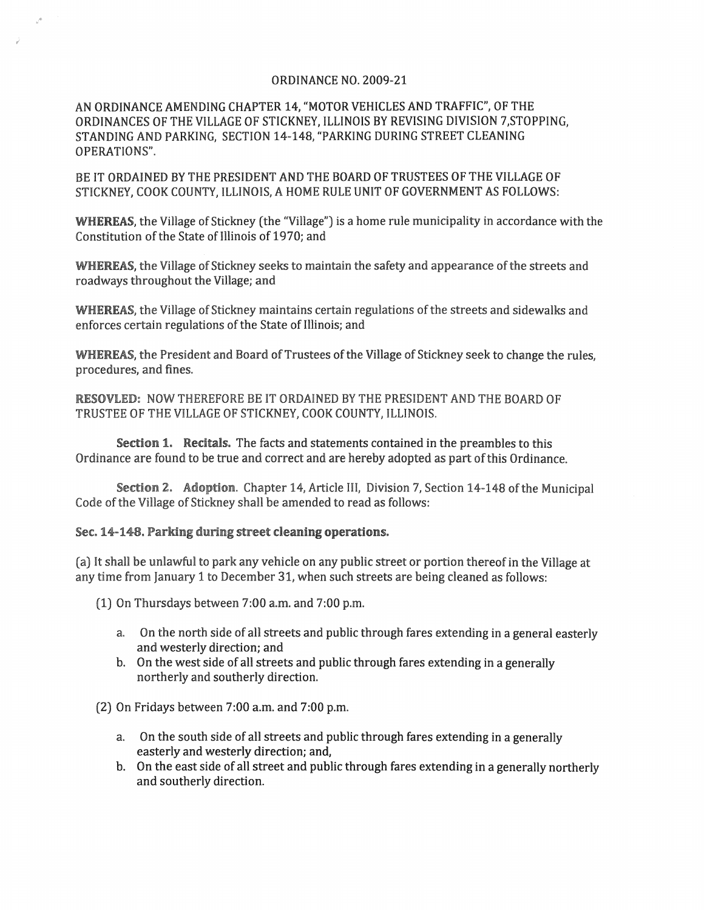# ORDINANCE NO. 2009-21

AN ORDINANCE AMENDING CHAPTER 14, "MOTOR VEHICLES AND TRAFFIC", OF THE ORDINANCES OF THE VILLAGE OF STICKNEY, ILLINOIS BY REVISING DIVISION 7,STOPPING, STANDING AND PARKING, SECTION 14-148, "PARKING DURING STREET CLEANING OPERATIONS".

BE IT ORDAINED BY THE PRESIDENT AND THE BOARD OF TRUSTEES OF THE VILLAGE OF STICKNEY, COOK COUNTY, ILLINOIS, A HOME RULE UNIT OF GOVERNMENT AS FOLLOWS:

**WHEREAS**, the Village of Stickney (the "Village") is a home rule municipality in accordance with the Constitution of the State of Illinois of 1970; and

**WHEREAS**, the Village of Stickney seeks to maintain the safety and appearance of the streets and roadways throughout the Village; and

**WHEREAS**, the Village of Stickney maintains certain regulations of the streets and sidewalks and enforces certain regulations of the State of Illinois; and

**WHEREAS**, the President and Board of Trustees of the Village of Stickney seek to change the rules, procedures, and fines.

**RESOVLED:** NOW THEREFORE BE IT ORDAINED BY THE PRESIDENT AND THE BOARD OF TRUSTEE OF THE VILLAGE OF STICKNEY, COOK COUNTY, ILLINOIS.

**Section 1. Recitals.** The facts and statements contained in the preambles to this Ordinance are found to be true and correct and are hereby adopted as part of this Ordinance.

**Section 2. Adoption**. Chapter 14, Article III, Division 7, Section 14-148 of the Municipal Code of the Village of Stickney shall be amended to read as follows:

**Sec. 14-148. Parking during street cleaning operations.**

(a) It shall be unlawful to park any vehicle on any public street or portion thereof in the Village at any time from January 1 to December 31, when such streets are being cleaned as follows:

(1) On Thursdays between 7:00 a.m. and 7:00 p.m.

a. On the north side of all streets and public through fares extending in a general easterly and westerly direction; and
b. On the west side of all streets and public through fares extending in a generally northerly and southerly direction.

(2) On Fridays between 7:00 a.m. and 7:00 p.m.

a. On the south side of all streets and public through fares extending in a generally easterly and westerly direction; and,
b. On the east side of all street and public through fares extending in a generally northerly and southerly direction.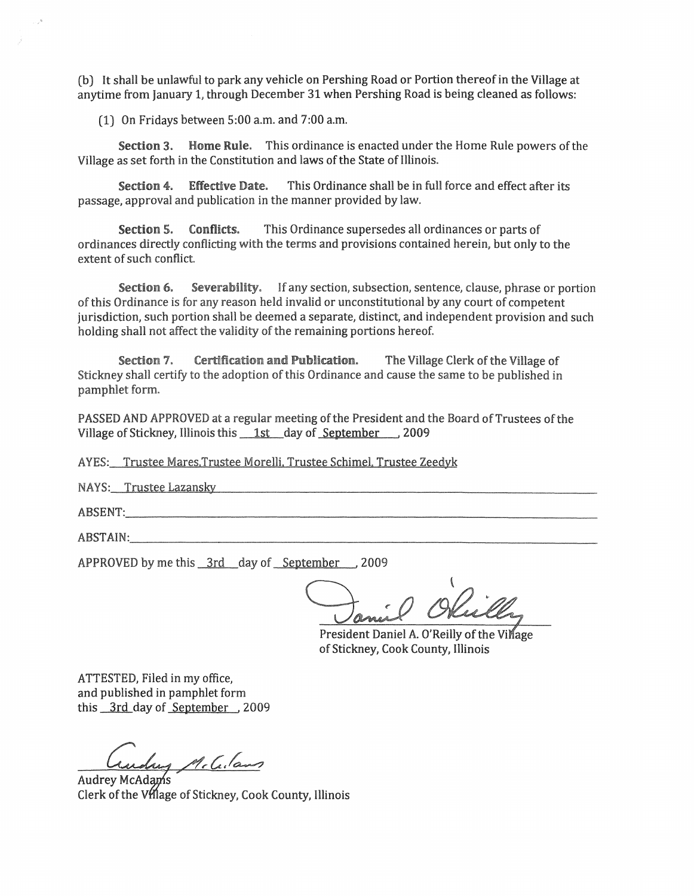(b) It shall be unlawful to park any vehicle on Pershing Road or Portion thereof in the Village at anytime from January 1, through December 31 when Pershing Road is being cleaned as follows:

(1) On Fridays between 5:00 a.m. and 7:00 a.m.

**Section 3. Home Rule.** This ordinance is enacted under the Home Rule powers of the Village as set forth in the Constitution and laws of the State of Illinois.

**Section 4. Effective Date.** This Ordinance shall be in full force and effect after its passage, approval and publication in the manner provided by law.

**Section 5. Conflicts.** This Ordinance supersedes all ordinances or parts of ordinances directly conflicting with the terms and provisions contained herein, but only to the extent of such conflict.

**Section 6. Severability.** If any section, subsection, sentence, clause, phrase or portion of this Ordinance is for any reason held invalid or unconstitutional by any court of competent jurisdiction, such portion shall be deemed a separate, distinct, and independent provision and such holding shall not affect the validity of the remaining portions hereof.

**Section 7. Certification and Publication.** The Village Clerk of the Village of Stickney shall certify to the adoption of this Ordinance and cause the same to be published in pamphlet form.

PASSED AND APPROVED at a regular meeting of the President and the Board of Trustees of the Village of Stickney, Illinois this 1st day of September, 2009

AYES: Trustee Mares, Trustee Morelli, Trustee Schimel, Trustee Zeedyk

NAYS: Trustee Lazansky

ABSENT: ______________________

ABSTAIN: ______________________

APPROVED by me this 3rd day of September, 2009

Daniel O'Reilly

President Daniel A. O'Reilly of the Village of Stickney, Cook County, Illinois

ATTESTED, Filed in my office, and published in pamphlet form this 3rd day of September, 2009

Audrey McAdams

Audrey McAdams
Clerk of the Village of Stickney, Cook County, Illinois